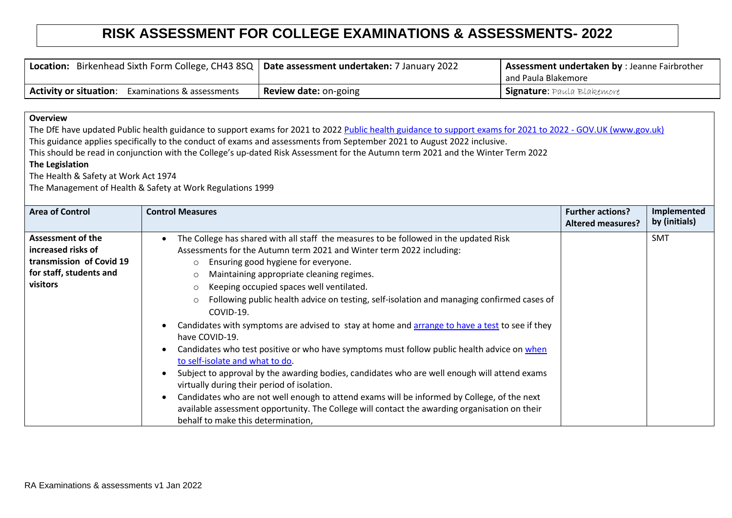# RISK ASSESSMENT FOR COLLEGE EXAMINATIONS & ASSESSMENTS- 2022

| **Location:** Birkenhead Sixth Form College, CH43 8SQ | **Date assessment undertaken:** 7 January 2022 | **Assessment undertaken by** : Jeanne Fairbrother and Paula Blakemore |
|---|---|---|
| **Activity or situation**: Examinations & assessments | **Review date:** on-going | **Signature**: Paula Blakemore |

**Overview**

The DfE have updated Public health guidance to support exams for 2021 to 2022 [Public health guidance to support exams for 2021 to 2022 - GOV.UK (www.gov.uk)](www.gov.uk)

This guidance applies specifically to the conduct of exams and assessments from September 2021 to August 2022 inclusive.

This should be read in conjunction with the College's up-dated Risk Assessment for the Autumn term 2021 and the Winter Term 2022

**The Legislation**

The Health & Safety at Work Act 1974

The Management of Health & Safety at Work Regulations 1999

| Area of Control | Control Measures | Further actions? Altered measures? | Implemented by (initials) |
|---|---|---|---|
| **Assessment of the increased risks of transmission of Covid 19 for staff, students and visitors** | • The College has shared with all staff the measures to be followed in the updated Risk Assessments for the Autumn term 2021 and Winter term 2022 including:<br>  ○ Ensuring good hygiene for everyone.<br>  ○ Maintaining appropriate cleaning regimes.<br>  ○ Keeping occupied spaces well ventilated.<br>  ○ Following public health advice on testing, self-isolation and managing confirmed cases of COVID-19.<br>• Candidates with symptoms are advised to stay at home and arrange to have a test to see if they have COVID-19.<br>• Candidates who test positive or who have symptoms must follow public health advice on when to self-isolate and what to do.<br>• Subject to approval by the awarding bodies, candidates who are well enough will attend exams virtually during their period of isolation.<br>• Candidates who are not well enough to attend exams will be informed by College, of the next available assessment opportunity. The College will contact the awarding organisation on their behalf to make this determination, | | SMT |

RA Examinations & assessments v1 Jan 2022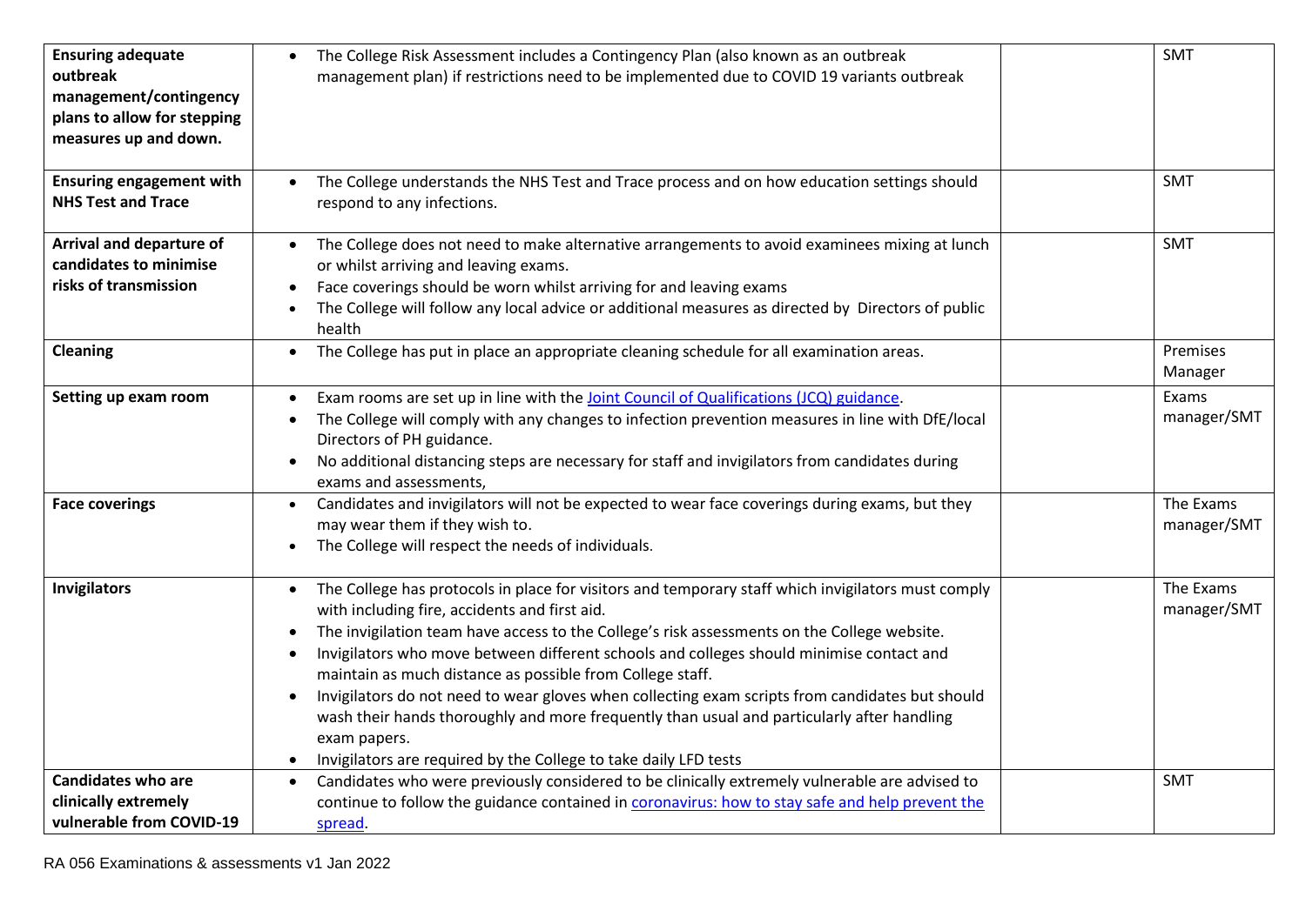| | | | |
|---|---|---|---|
| **Ensuring adequate outbreak management/contingency plans to allow for stepping measures up and down.** | • The College Risk Assessment includes a Contingency Plan (also known as an outbreak management plan) if restrictions need to be implemented due to COVID 19 variants outbreak | | SMT |
| **Ensuring engagement with NHS Test and Trace** | • The College understands the NHS Test and Trace process and on how education settings should respond to any infections. | | SMT |
| **Arrival and departure of candidates to minimise risks of transmission** | • The College does not need to make alternative arrangements to avoid examinees mixing at lunch or whilst arriving and leaving exams.<br>• Face coverings should be worn whilst arriving for and leaving exams<br>• The College will follow any local advice or additional measures as directed by Directors of public health | | SMT |
| **Cleaning** | • The College has put in place an appropriate cleaning schedule for all examination areas. | | Premises Manager |
| **Setting up exam room** | • Exam rooms are set up in line with the [Joint Council of Qualifications (JCQ) guidance](#).<br>• The College will comply with any changes to infection prevention measures in line with DfE/local Directors of PH guidance.<br>• No additional distancing steps are necessary for staff and invigilators from candidates during exams and assessments, | | Exams manager/SMT |
| **Face coverings** | • Candidates and invigilators will not be expected to wear face coverings during exams, but they may wear them if they wish to.<br>• The College will respect the needs of individuals. | | The Exams manager/SMT |
| **Invigilators** | • The College has protocols in place for visitors and temporary staff which invigilators must comply with including fire, accidents and first aid.<br>• The invigilation team have access to the College's risk assessments on the College website.<br>• Invigilators who move between different schools and colleges should minimise contact and maintain as much distance as possible from College staff.<br>• Invigilators do not need to wear gloves when collecting exam scripts from candidates but should wash their hands thoroughly and more frequently than usual and particularly after handling exam papers.<br>• Invigilators are required by the College to take daily LFD tests | | The Exams manager/SMT |
| **Candidates who are clinically extremely vulnerable from COVID-19** | • Candidates who were previously considered to be clinically extremely vulnerable are advised to continue to follow the guidance contained in [coronavirus: how to stay safe and help prevent the spread](#). | | SMT |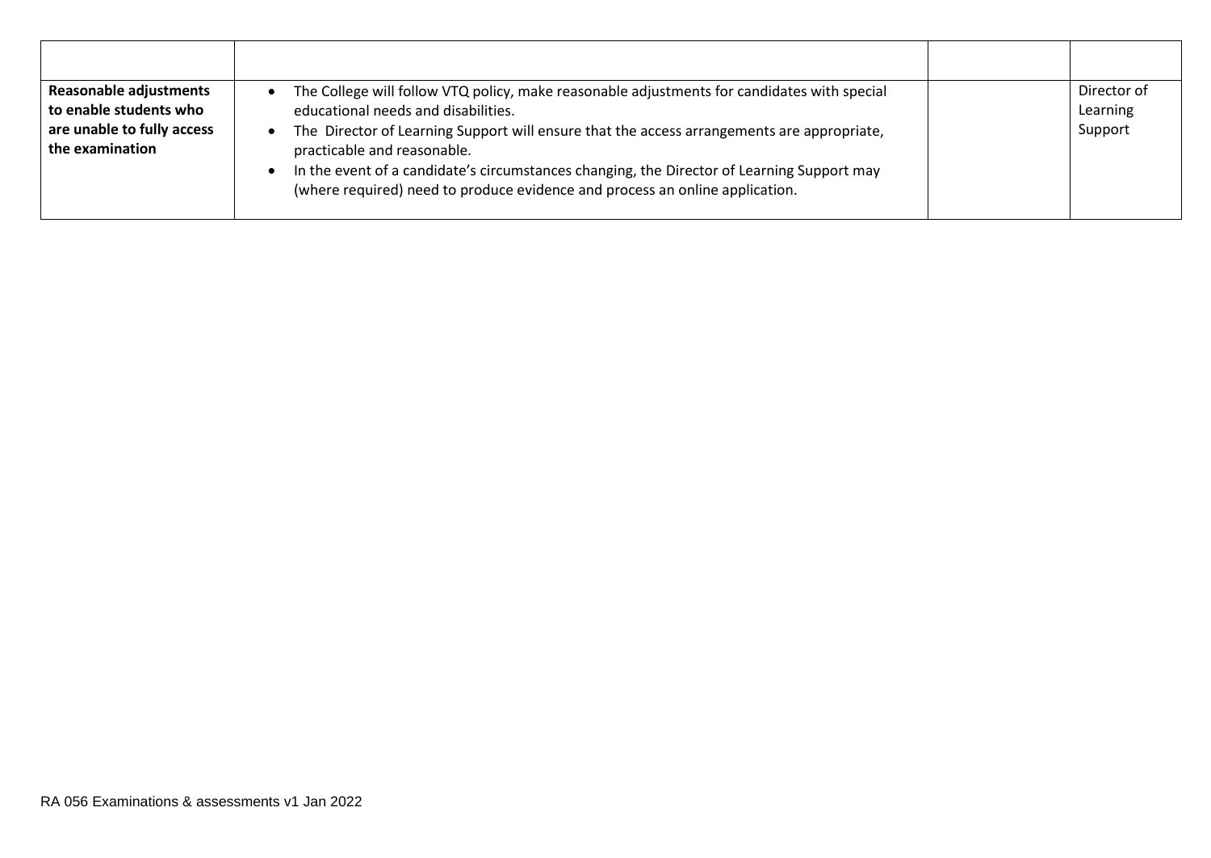| | | | |
|---|---|---|---|
| **Reasonable adjustments to enable students who are unable to fully access the examination** | • The College will follow VTQ policy, make reasonable adjustments for candidates with special educational needs and disabilities.<br>• The Director of Learning Support will ensure that the access arrangements are appropriate, practicable and reasonable.<br>• In the event of a candidate's circumstances changing, the Director of Learning Support may (where required) need to produce evidence and process an online application. | | Director of Learning Support |

RA 056 Examinations & assessments v1 Jan 2022